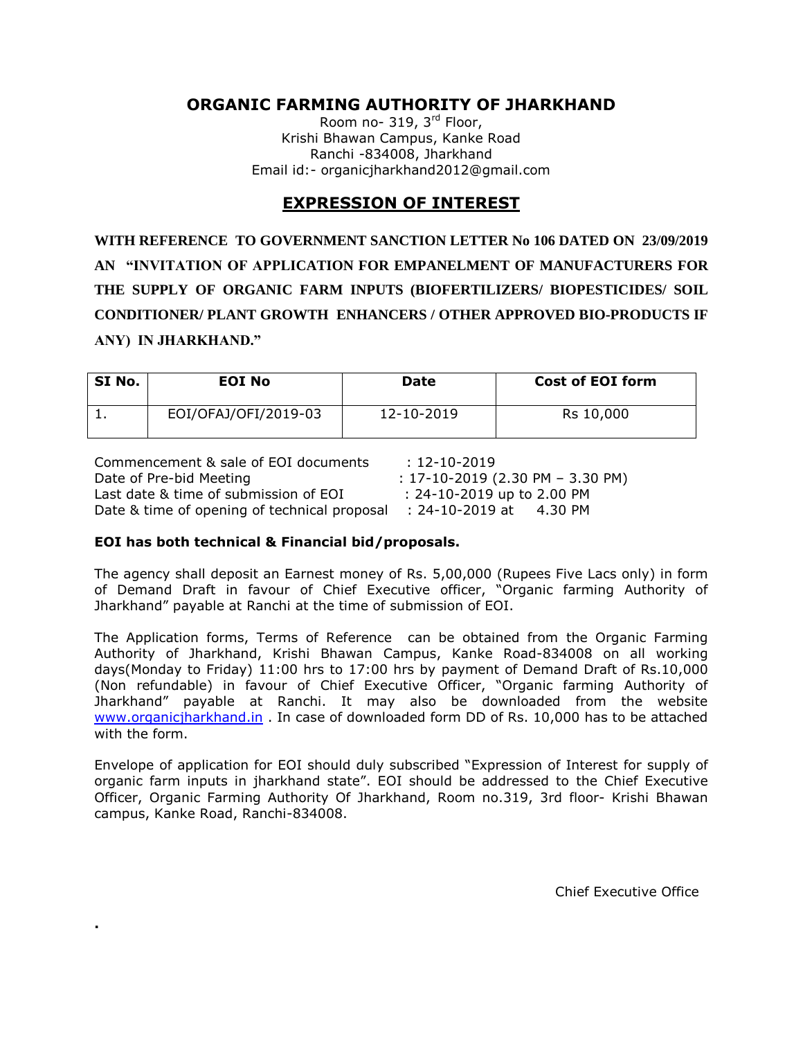# ORGANIC FARMING AUTHORITY OF JHARKHAND

Room no- 319, 3rd Floor,
Krishi Bhawan Campus, Kanke Road
Ranchi -834008, Jharkhand
Email id:- organicjharkhand2012@gmail.com

## EXPRESSION OF INTEREST

**WITH REFERENCE TO GOVERNMENT SANCTION LETTER No 106 DATED ON 23/09/2019 AN "INVITATION OF APPLICATION FOR EMPANELMENT OF MANUFACTURERS FOR THE SUPPLY OF ORGANIC FARM INPUTS (BIOFERTILIZERS/ BIOPESTICIDES/ SOIL CONDITIONER/ PLANT GROWTH ENHANCERS / OTHER APPROVED BIO-PRODUCTS IF ANY) IN JHARKHAND."**

| SI No. | EOI No | Date | Cost of EOI form |
|---|---|---|---|
| 1. | EOI/OFAJ/OFI/2019-03 | 12-10-2019 | Rs 10,000 |

Commencement & sale of EOI documents : 12-10-2019
Date of Pre-bid Meeting : 17-10-2019 (2.30 PM – 3.30 PM)
Last date & time of submission of EOI : 24-10-2019 up to 2.00 PM
Date & time of opening of technical proposal : 24-10-2019 at 4.30 PM

**EOI has both technical & Financial bid/proposals.**

The agency shall deposit an Earnest money of Rs. 5,00,000 (Rupees Five Lacs only) in form of Demand Draft in favour of Chief Executive officer, "Organic farming Authority of Jharkhand" payable at Ranchi at the time of submission of EOI.

The Application forms, Terms of Reference can be obtained from the Organic Farming Authority of Jharkhand, Krishi Bhawan Campus, Kanke Road-834008 on all working days(Monday to Friday) 11:00 hrs to 17:00 hrs by payment of Demand Draft of Rs.10,000 (Non refundable) in favour of Chief Executive Officer, "Organic farming Authority of Jharkhand" payable at Ranchi. It may also be downloaded from the website www.organicjharkhand.in . In case of downloaded form DD of Rs. 10,000 has to be attached with the form.

Envelope of application for EOI should duly subscribed "Expression of Interest for supply of organic farm inputs in jharkhand state". EOI should be addressed to the Chief Executive Officer, Organic Farming Authority Of Jharkhand, Room no.319, 3rd floor- Krishi Bhawan campus, Kanke Road, Ranchi-834008.

Chief Executive Office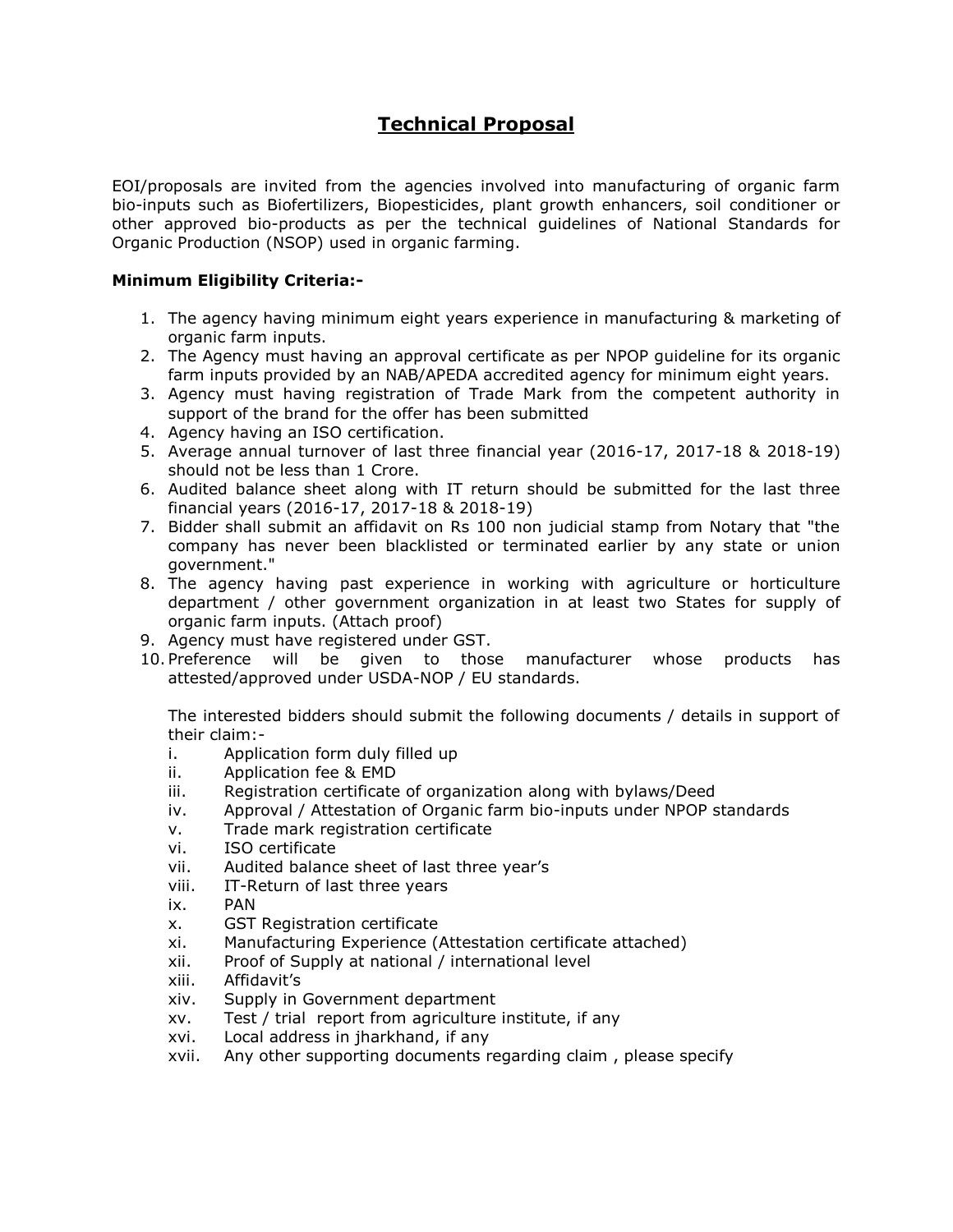# Technical Proposal

EOI/proposals are invited from the agencies involved into manufacturing of organic farm bio-inputs such as Biofertilizers, Biopesticides, plant growth enhancers, soil conditioner or other approved bio-products as per the technical guidelines of National Standards for Organic Production (NSOP) used in organic farming.

**Minimum Eligibility Criteria:-**

1. The agency having minimum eight years experience in manufacturing & marketing of organic farm inputs.
2. The Agency must having an approval certificate as per NPOP guideline for its organic farm inputs provided by an NAB/APEDA accredited agency for minimum eight years.
3. Agency must having registration of Trade Mark from the competent authority in support of the brand for the offer has been submitted
4. Agency having an ISO certification.
5. Average annual turnover of last three financial year (2016-17, 2017-18 & 2018-19) should not be less than 1 Crore.
6. Audited balance sheet along with IT return should be submitted for the last three financial years (2016-17, 2017-18 & 2018-19)
7. Bidder shall submit an affidavit on Rs 100 non judicial stamp from Notary that "the company has never been blacklisted or terminated earlier by any state or union government."
8. The agency having past experience in working with agriculture or horticulture department / other government organization in at least two States for supply of organic farm inputs. (Attach proof)
9. Agency must have registered under GST.
10. Preference will be given to those manufacturer whose products has attested/approved under USDA-NOP / EU standards.

The interested bidders should submit the following documents / details in support of their claim:-

i. Application form duly filled up
ii. Application fee & EMD
iii. Registration certificate of organization along with bylaws/Deed
iv. Approval / Attestation of Organic farm bio-inputs under NPOP standards
v. Trade mark registration certificate
vi. ISO certificate
vii. Audited balance sheet of last three year's
viii. IT-Return of last three years
ix. PAN
x. GST Registration certificate
xi. Manufacturing Experience (Attestation certificate attached)
xii. Proof of Supply at national / international level
xiii. Affidavit's
xiv. Supply in Government department
xv. Test / trial report from agriculture institute, if any
xvi. Local address in jharkhand, if any
xvii. Any other supporting documents regarding claim , please specify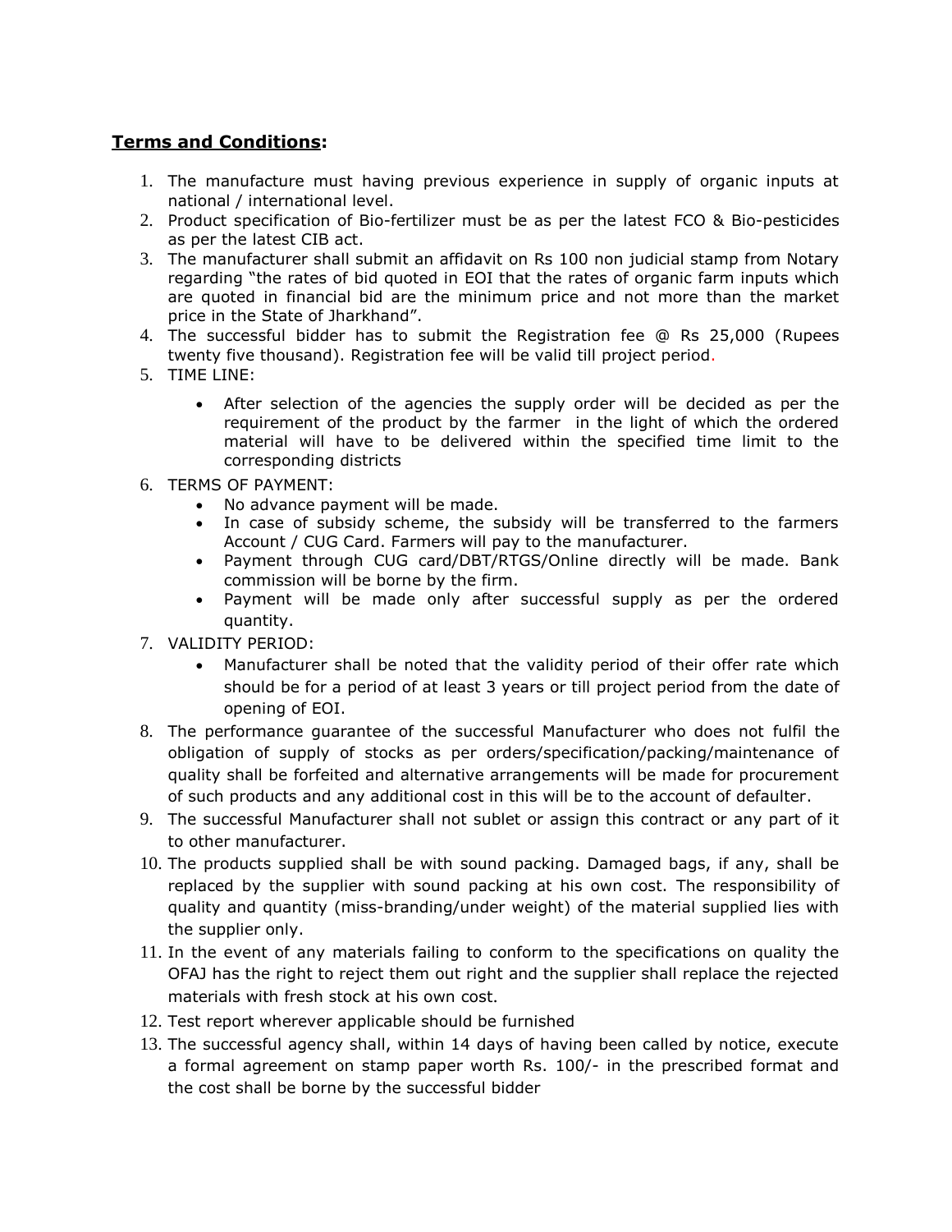**Terms and Conditions:**

1. The manufacture must having previous experience in supply of organic inputs at national / international level.
2. Product specification of Bio-fertilizer must be as per the latest FCO & Bio-pesticides as per the latest CIB act.
3. The manufacturer shall submit an affidavit on Rs 100 non judicial stamp from Notary regarding "the rates of bid quoted in EOI that the rates of organic farm inputs which are quoted in financial bid are the minimum price and not more than the market price in the State of Jharkhand".
4. The successful bidder has to submit the Registration fee @ Rs 25,000 (Rupees twenty five thousand). Registration fee will be valid till project period.
5. TIME LINE:
   - After selection of the agencies the supply order will be decided as per the requirement of the product by the farmer in the light of which the ordered material will have to be delivered within the specified time limit to the corresponding districts
6. TERMS OF PAYMENT:
   - No advance payment will be made.
   - In case of subsidy scheme, the subsidy will be transferred to the farmers Account / CUG Card. Farmers will pay to the manufacturer.
   - Payment through CUG card/DBT/RTGS/Online directly will be made. Bank commission will be borne by the firm.
   - Payment will be made only after successful supply as per the ordered quantity.
7. VALIDITY PERIOD:
   - Manufacturer shall be noted that the validity period of their offer rate which should be for a period of at least 3 years or till project period from the date of opening of EOI.
8. The performance guarantee of the successful Manufacturer who does not fulfil the obligation of supply of stocks as per orders/specification/packing/maintenance of quality shall be forfeited and alternative arrangements will be made for procurement of such products and any additional cost in this will be to the account of defaulter.
9. The successful Manufacturer shall not sublet or assign this contract or any part of it to other manufacturer.
10. The products supplied shall be with sound packing. Damaged bags, if any, shall be replaced by the supplier with sound packing at his own cost. The responsibility of quality and quantity (miss-branding/under weight) of the material supplied lies with the supplier only.
11. In the event of any materials failing to conform to the specifications on quality the OFAJ has the right to reject them out right and the supplier shall replace the rejected materials with fresh stock at his own cost.
12. Test report wherever applicable should be furnished
13. The successful agency shall, within 14 days of having been called by notice, execute a formal agreement on stamp paper worth Rs. 100/- in the prescribed format and the cost shall be borne by the successful bidder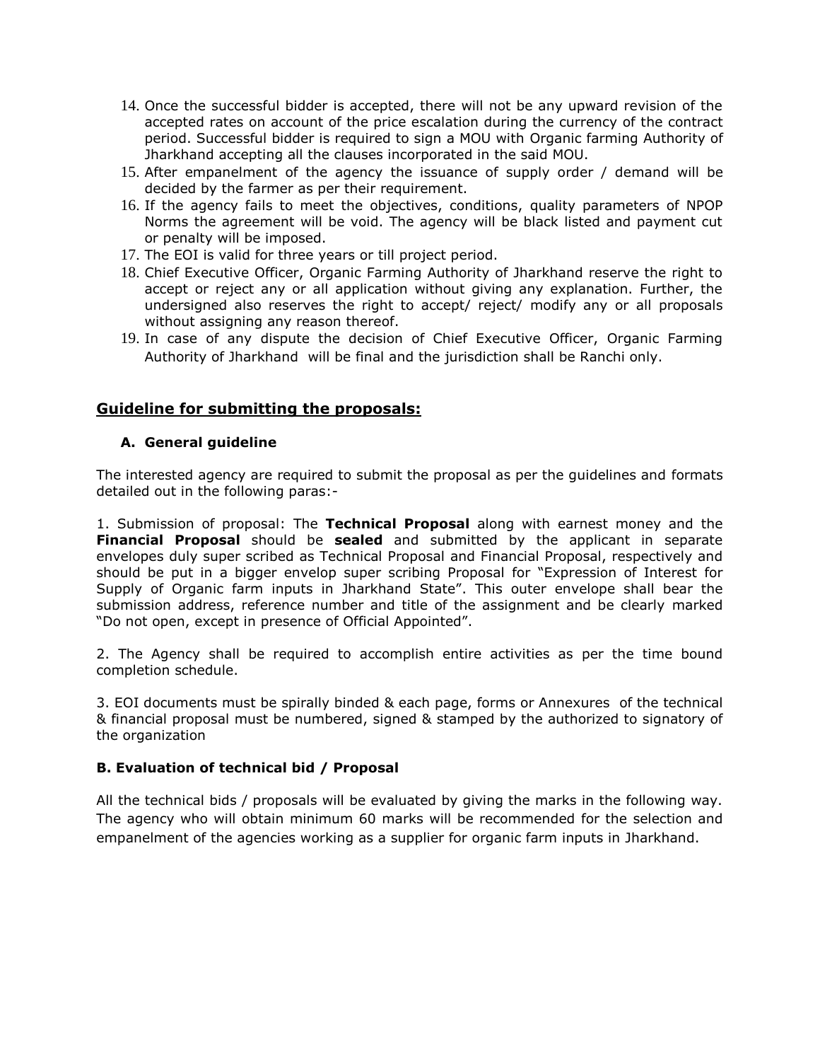14. Once the successful bidder is accepted, there will not be any upward revision of the accepted rates on account of the price escalation during the currency of the contract period. Successful bidder is required to sign a MOU with Organic farming Authority of Jharkhand accepting all the clauses incorporated in the said MOU.
15. After empanelment of the agency the issuance of supply order / demand will be decided by the farmer as per their requirement.
16. If the agency fails to meet the objectives, conditions, quality parameters of NPOP Norms the agreement will be void. The agency will be black listed and payment cut or penalty will be imposed.
17. The EOI is valid for three years or till project period.
18. Chief Executive Officer, Organic Farming Authority of Jharkhand reserve the right to accept or reject any or all application without giving any explanation. Further, the undersigned also reserves the right to accept/ reject/ modify any or all proposals without assigning any reason thereof.
19. In case of any dispute the decision of Chief Executive Officer, Organic Farming Authority of Jharkhand will be final and the jurisdiction shall be Ranchi only.

## <u>Guideline for submitting the proposals:</u>

### A. General guideline

The interested agency are required to submit the proposal as per the guidelines and formats detailed out in the following paras:-

1. Submission of proposal: The **Technical Proposal** along with earnest money and the **Financial Proposal** should be **sealed** and submitted by the applicant in separate envelopes duly super scribed as Technical Proposal and Financial Proposal, respectively and should be put in a bigger envelop super scribing Proposal for "Expression of Interest for Supply of Organic farm inputs in Jharkhand State". This outer envelope shall bear the submission address, reference number and title of the assignment and be clearly marked "Do not open, except in presence of Official Appointed".

2. The Agency shall be required to accomplish entire activities as per the time bound completion schedule.

3. EOI documents must be spirally binded & each page, forms or Annexures of the technical & financial proposal must be numbered, signed & stamped by the authorized to signatory of the organization

### B. Evaluation of technical bid / Proposal

All the technical bids / proposals will be evaluated by giving the marks in the following way. The agency who will obtain minimum 60 marks will be recommended for the selection and empanelment of the agencies working as a supplier for organic farm inputs in Jharkhand.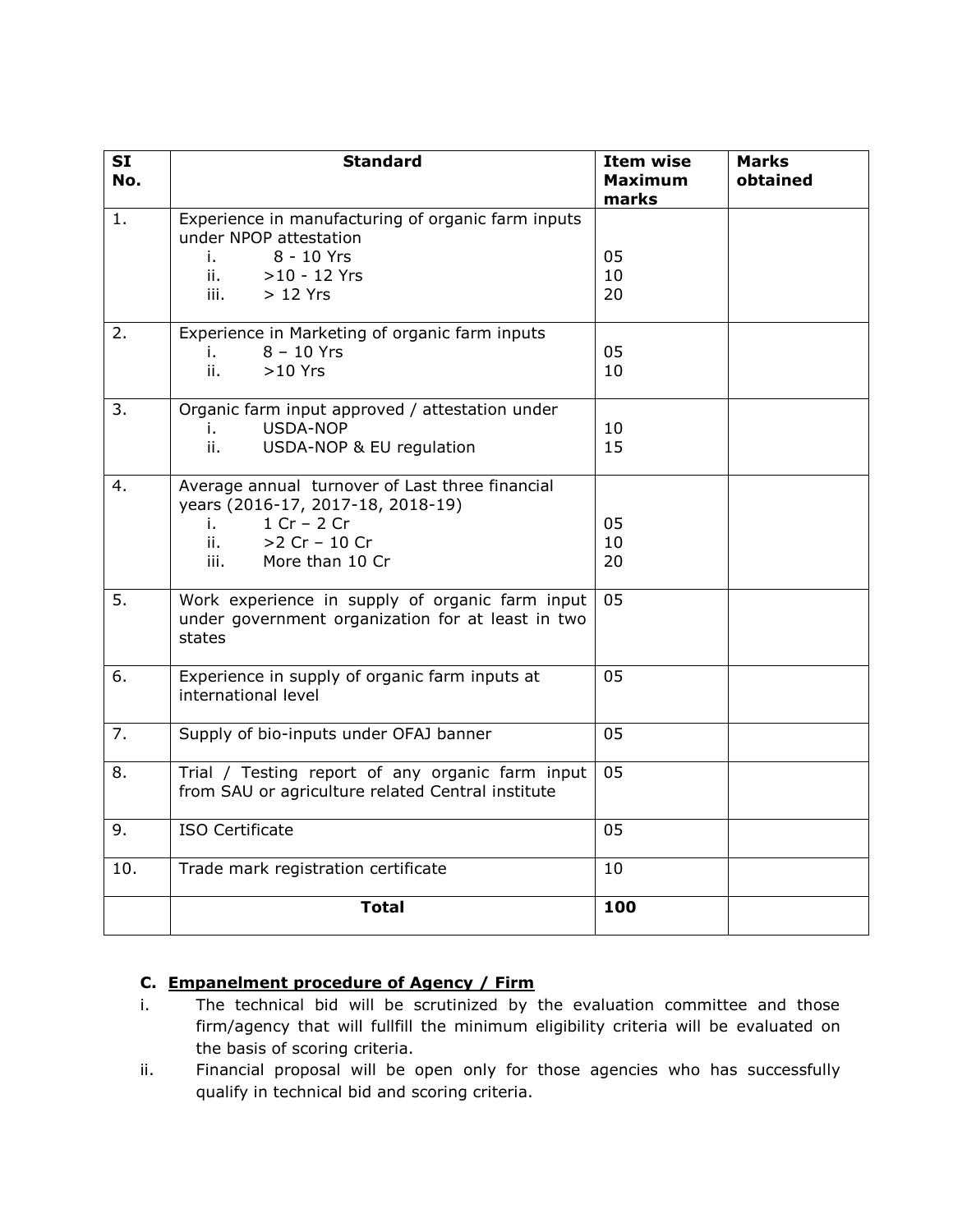| SI No. | Standard | Item wise Maximum marks | Marks obtained |
|---|---|---|---|
| 1. | Experience in manufacturing of organic farm inputs under NPOP attestation<br>i. 8 - 10 Yrs<br>ii. >10 - 12 Yrs<br>iii. > 12 Yrs | <br><br>05<br>10<br>20 | |
| 2. | Experience in Marketing of organic farm inputs<br>i. 8 – 10 Yrs<br>ii. >10 Yrs | <br>05<br>10 | |
| 3. | Organic farm input approved / attestation under<br>i. USDA-NOP<br>ii. USDA-NOP & EU regulation | <br>10<br>15 | |
| 4. | Average annual turnover of Last three financial years (2016-17, 2017-18, 2018-19)<br>i. 1 Cr – 2 Cr<br>ii. >2 Cr – 10 Cr<br>iii. More than 10 Cr | <br><br>05<br>10<br>20 | |
| 5. | Work experience in supply of organic farm input under government organization for at least in two states | 05 | |
| 6. | Experience in supply of organic farm inputs at international level | 05 | |
| 7. | Supply of bio-inputs under OFAJ banner | 05 | |
| 8. | Trial / Testing report of any organic farm input from SAU or agriculture related Central institute | 05 | |
| 9. | ISO Certificate | 05 | |
| 10. | Trade mark registration certificate | 10 | |
| | **Total** | **100** | |

### C. Empanelment procedure of Agency / Firm

i. The technical bid will be scrutinized by the evaluation committee and those firm/agency that will fullfill the minimum eligibility criteria will be evaluated on the basis of scoring criteria.

ii. Financial proposal will be open only for those agencies who has successfully qualify in technical bid and scoring criteria.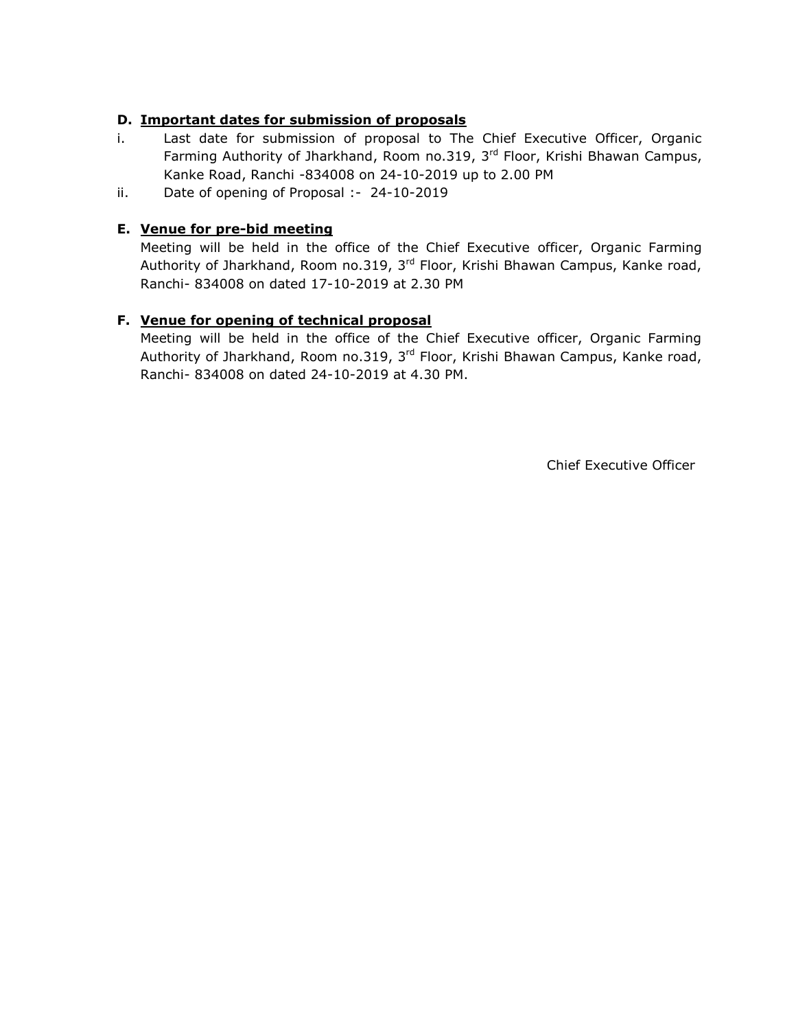**D. Important dates for submission of proposals**

i. Last date for submission of proposal to The Chief Executive Officer, Organic Farming Authority of Jharkhand, Room no.319, 3rd Floor, Krishi Bhawan Campus, Kanke Road, Ranchi -834008 on 24-10-2019 up to 2.00 PM

ii. Date of opening of Proposal :- 24-10-2019

**E. Venue for pre-bid meeting**

Meeting will be held in the office of the Chief Executive officer, Organic Farming Authority of Jharkhand, Room no.319, 3rd Floor, Krishi Bhawan Campus, Kanke road, Ranchi- 834008 on dated 17-10-2019 at 2.30 PM

**F. Venue for opening of technical proposal**

Meeting will be held in the office of the Chief Executive officer, Organic Farming Authority of Jharkhand, Room no.319, 3rd Floor, Krishi Bhawan Campus, Kanke road, Ranchi- 834008 on dated 24-10-2019 at 4.30 PM.

Chief Executive Officer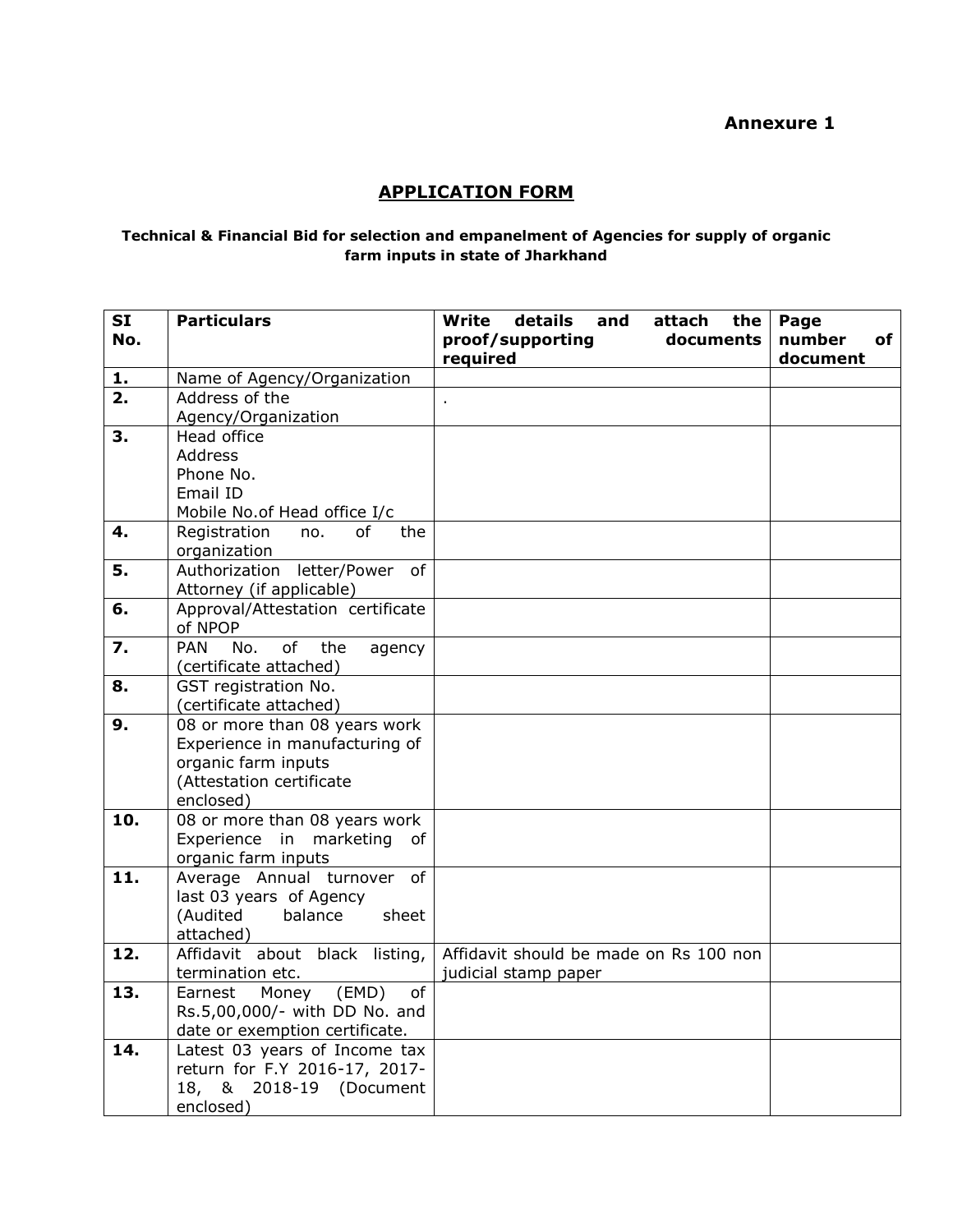**Annexure 1**

## APPLICATION FORM

**Technical & Financial Bid for selection and empanelment of Agencies for supply of organic farm inputs in state of Jharkhand**

| SI No. | Particulars | Write details and attach the proof/supporting documents required | Page number of document |
|---|---|---|---|
| 1. | Name of Agency/Organization | | |
| 2. | Address of the Agency/Organization | . | |
| 3. | Head office<br>Address<br>Phone No.<br>Email ID<br>Mobile No.of Head office I/c | | |
| 4. | Registration no. of the organization | | |
| 5. | Authorization letter/Power of Attorney (if applicable) | | |
| 6. | Approval/Attestation certificate of NPOP | | |
| 7. | PAN No. of the agency (certificate attached) | | |
| 8. | GST registration No. (certificate attached) | | |
| 9. | 08 or more than 08 years work Experience in manufacturing of organic farm inputs (Attestation certificate enclosed) | | |
| 10. | 08 or more than 08 years work Experience in marketing of organic farm inputs | | |
| 11. | Average Annual turnover of last 03 years of Agency (Audited balance sheet attached) | | |
| 12. | Affidavit about black listing, termination etc. | Affidavit should be made on Rs 100 non judicial stamp paper | |
| 13. | Earnest Money (EMD) of Rs.5,00,000/- with DD No. and date or exemption certificate. | | |
| 14. | Latest 03 years of Income tax return for F.Y 2016-17, 2017-18, & 2018-19 (Document enclosed) | | |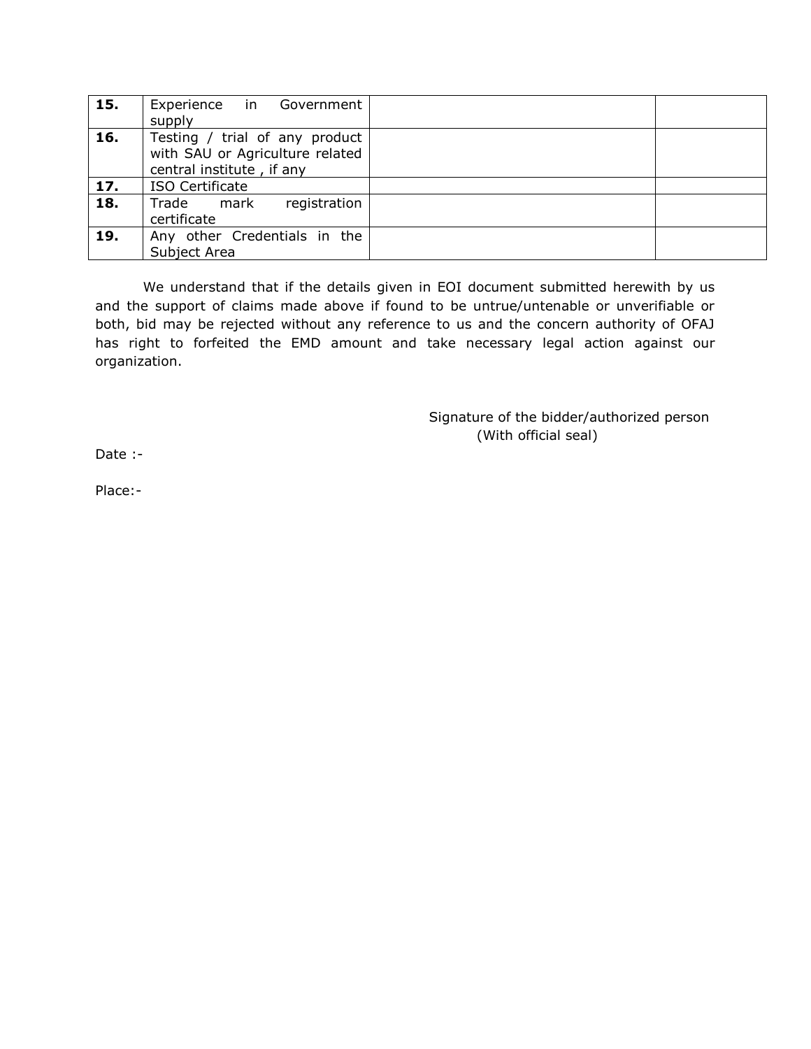| | | | |
|---|---|---|---|
| **15.** | Experience in Government supply | | |
| **16.** | Testing / trial of any product with SAU or Agriculture related central institute , if any | | |
| **17.** | ISO Certificate | | |
| **18.** | Trade mark registration certificate | | |
| **19.** | Any other Credentials in the Subject Area | | |

We understand that if the details given in EOI document submitted herewith by us and the support of claims made above if found to be untrue/untenable or unverifiable or both, bid may be rejected without any reference to us and the concern authority of OFAJ has right to forfeited the EMD amount and take necessary legal action against our organization.

Signature of the bidder/authorized person
(With official seal)

Date :-

Place:-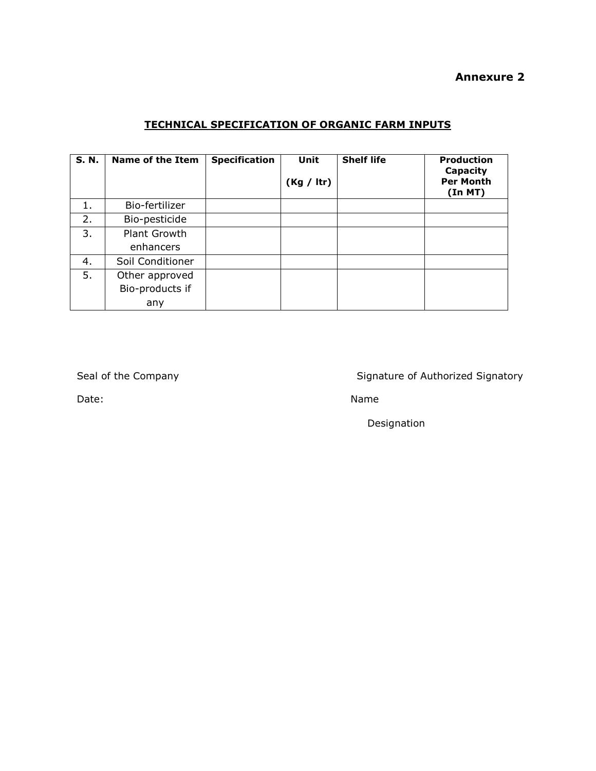**Annexure 2**

## TECHNICAL SPECIFICATION OF ORGANIC FARM INPUTS

| S. N. | Name of the Item | Specification | Unit (Kg / ltr) | Shelf life | Production Capacity Per Month (In MT) |
|---|---|---|---|---|---|
| 1. | Bio-fertilizer | | | | |
| 2. | Bio-pesticide | | | | |
| 3. | Plant Growth enhancers | | | | |
| 4. | Soil Conditioner | | | | |
| 5. | Other approved Bio-products if any | | | | |

Seal of the Company

Date:

Signature of Authorized Signatory

Name

Designation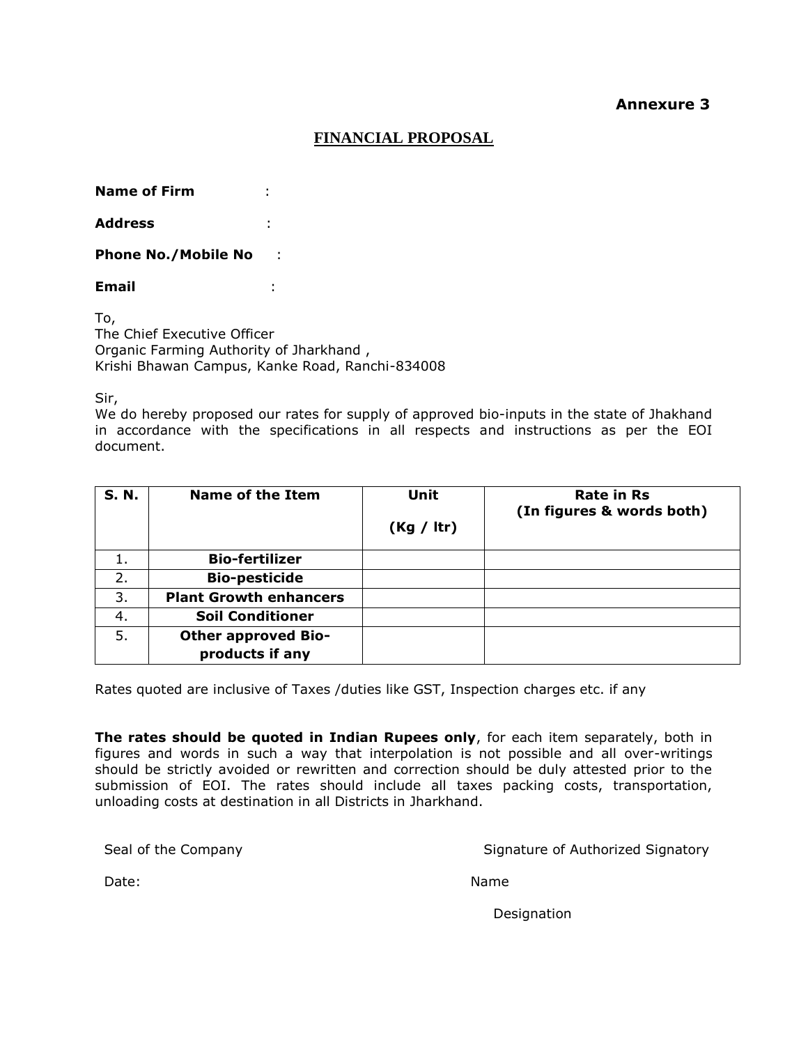**Annexure 3**

## FINANCIAL PROPOSAL

**Name of Firm** :

**Address** :

**Phone No./Mobile No** :

**Email** :

To,
The Chief Executive Officer
Organic Farming Authority of Jharkhand ,
Krishi Bhawan Campus, Kanke Road, Ranchi-834008

Sir,
We do hereby proposed our rates for supply of approved bio-inputs in the state of Jhakhand in accordance with the specifications in all respects and instructions as per the EOI document.

| S. N. | Name of the Item | Unit (Kg / ltr) | Rate in Rs (In figures & words both) |
|---|---|---|---|
| 1. | **Bio-fertilizer** | | |
| 2. | **Bio-pesticide** | | |
| 3. | **Plant Growth enhancers** | | |
| 4. | **Soil Conditioner** | | |
| 5. | **Other approved Bio-products if any** | | |

Rates quoted are inclusive of Taxes /duties like GST, Inspection charges etc. if any

**The rates should be quoted in Indian Rupees only**, for each item separately, both in figures and words in such a way that interpolation is not possible and all over-writings should be strictly avoided or rewritten and correction should be duly attested prior to the submission of EOI. The rates should include all taxes packing costs, transportation, unloading costs at destination in all Districts in Jharkhand.

Seal of the Company | Signature of Authorized Signatory

Date: | Name

Designation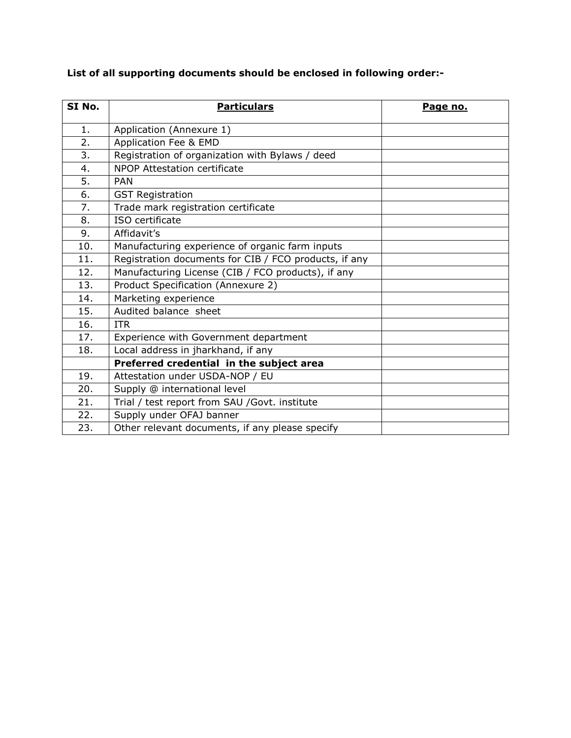**List of all supporting documents should be enclosed in following order:-**

| SI No. | Particulars | Page no. |
|---|---|---|
| 1. | Application (Annexure 1) | |
| 2. | Application Fee & EMD | |
| 3. | Registration of organization with Bylaws / deed | |
| 4. | NPOP Attestation certificate | |
| 5. | PAN | |
| 6. | GST Registration | |
| 7. | Trade mark registration certificate | |
| 8. | ISO certificate | |
| 9. | Affidavit's | |
| 10. | Manufacturing experience of organic farm inputs | |
| 11. | Registration documents for CIB / FCO products, if any | |
| 12. | Manufacturing License (CIB / FCO products), if any | |
| 13. | Product Specification (Annexure 2) | |
| 14. | Marketing experience | |
| 15. | Audited balance sheet | |
| 16. | ITR | |
| 17. | Experience with Government department | |
| 18. | Local address in jharkhand, if any | |
| | **Preferred credential in the subject area** | |
| 19. | Attestation under USDA-NOP / EU | |
| 20. | Supply @ international level | |
| 21. | Trial / test report from SAU /Govt. institute | |
| 22. | Supply under OFAJ banner | |
| 23. | Other relevant documents, if any please specify | |